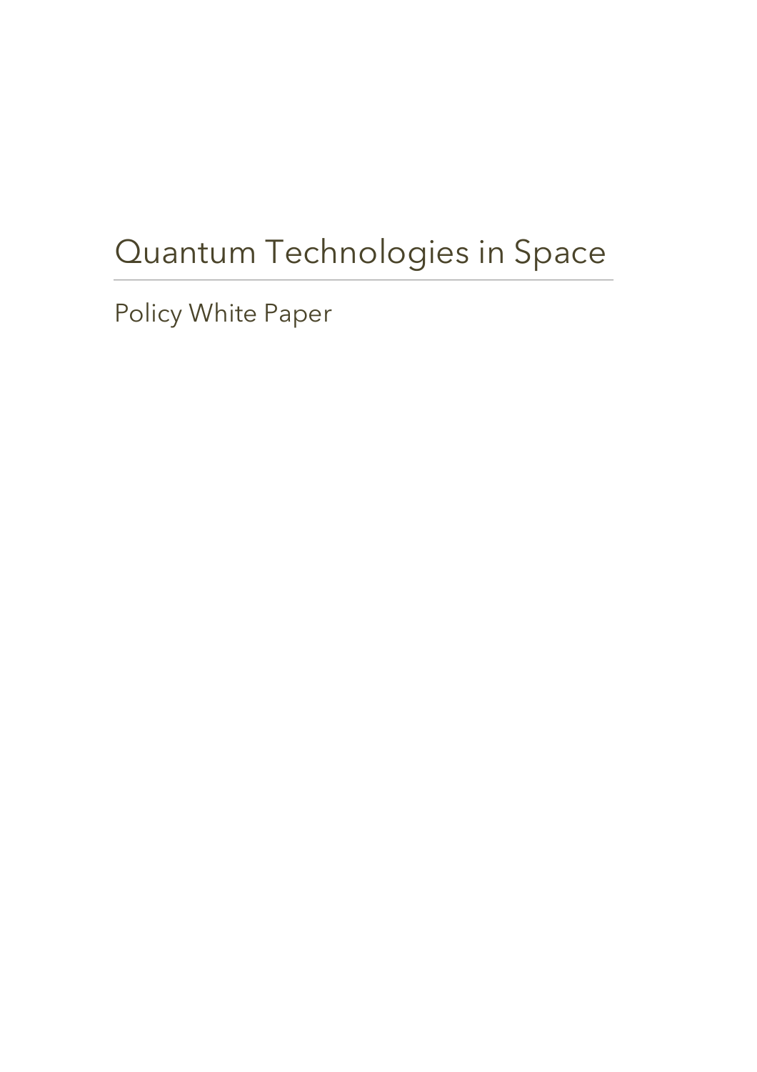# Quantum Technologies in Space

Policy White Paper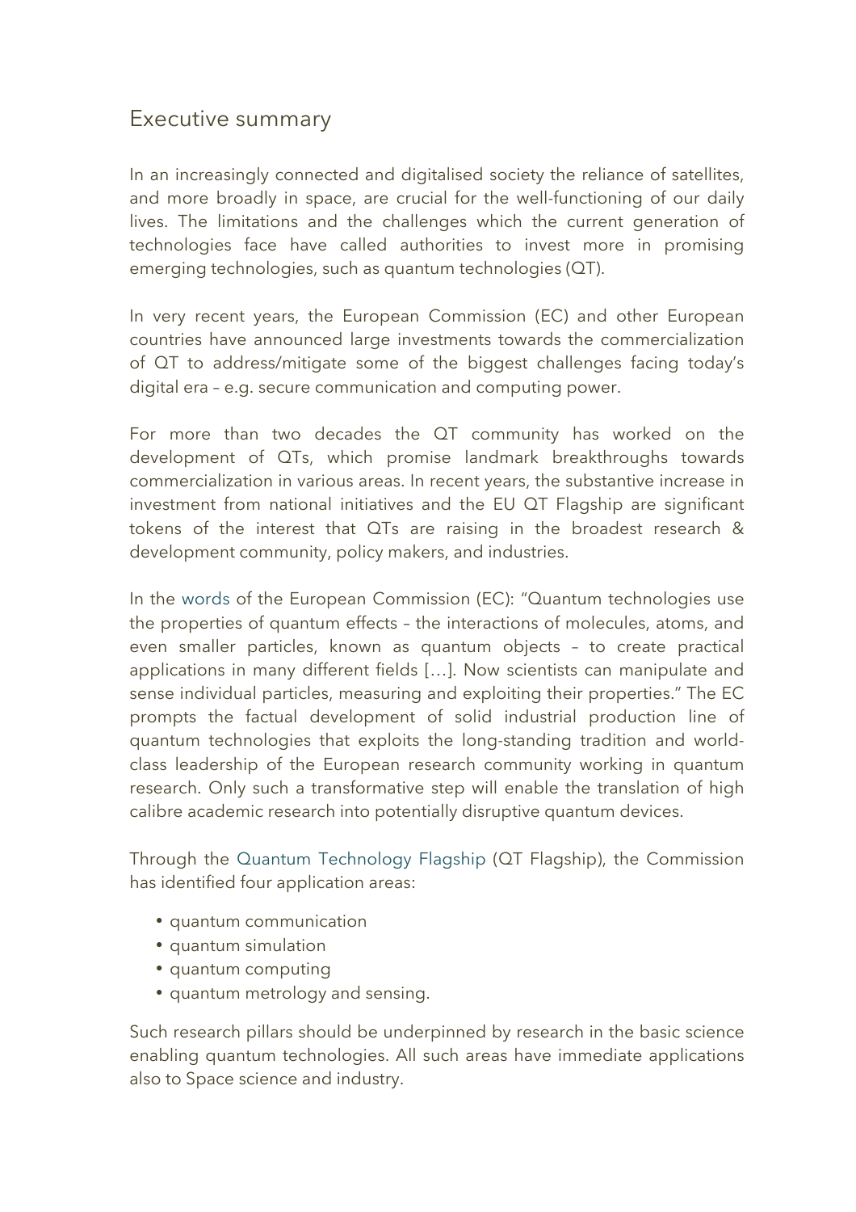## Executive summary

In an increasingly connected and digitalised society the reliance of satellites, and more broadly in space, are crucial for the well-functioning of our daily lives. The limitations and the challenges which the current generation of technologies face have called authorities to invest more in promising emerging technologies, such as quantum technologies (QT).

In very recent years, the European Commission (EC) and other European countries have announced large investments towards the commercialization of QT to address/mitigate some of the biggest challenges facing today's digital era – e.g. secure communication and computing power.

For more than two decades the QT community has worked on the development of QTs, which promise landmark breakthroughs towards commercialization in various areas. In recent years, the substantive increase in investment from national initiatives and the EU QT Flagship are significant tokens of the interest that QTs are raising in the broadest research & development community, policy makers, and industries.

In the words of the European Commission (EC): "Quantum technologies use the properties of quantum effects – the interactions of molecules, atoms, and even smaller particles, known as quantum objects – to create practical applications in many different fields […]. Now scientists can manipulate and sense individual particles, measuring and exploiting their properties." The EC prompts the factual development of solid industrial production line of quantum technologies that exploits the long-standing tradition and world-class leadership of the European research community working in quantum research. Only such a transformative step will enable the translation of high calibre academic research into potentially disruptive quantum devices.

Through the Quantum Technology Flagship (QT Flagship), the Commission has identified four application areas:

- quantum communication
- quantum simulation
- quantum computing
- quantum metrology and sensing.

Such research pillars should be underpinned by research in the basic science enabling quantum technologies. All such areas have immediate applications also to Space science and industry.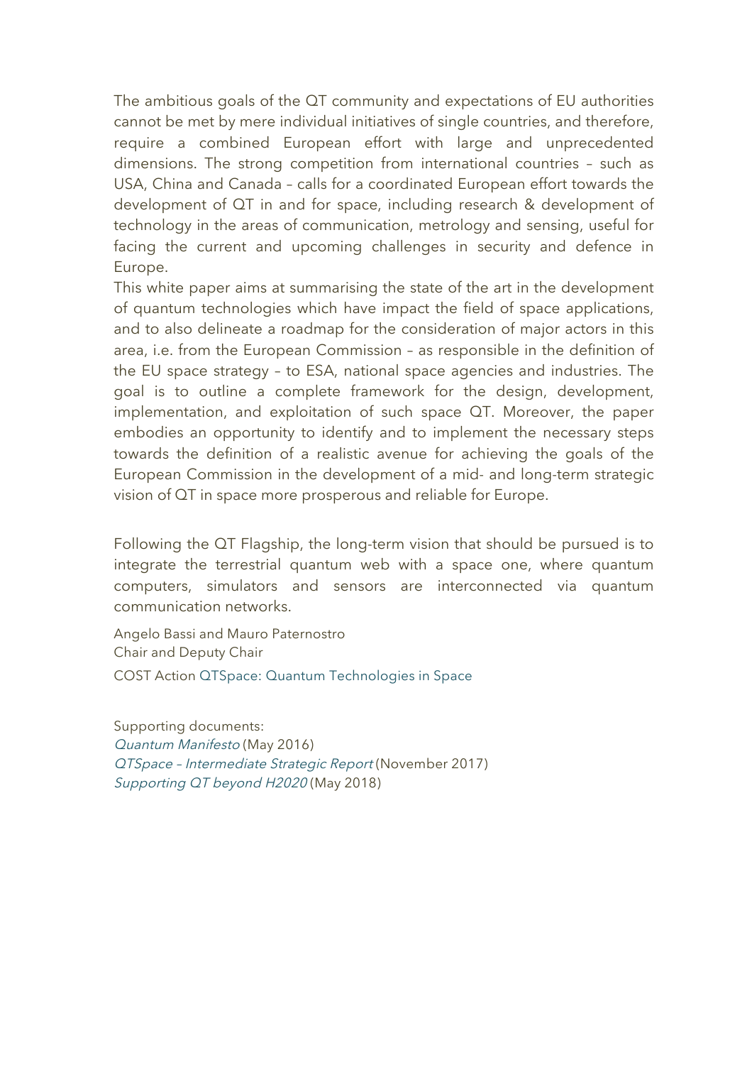The ambitious goals of the QT community and expectations of EU authorities cannot be met by mere individual initiatives of single countries, and therefore, require a combined European effort with large and unprecedented dimensions. The strong competition from international countries – such as USA, China and Canada – calls for a coordinated European effort towards the development of QT in and for space, including research & development of technology in the areas of communication, metrology and sensing, useful for facing the current and upcoming challenges in security and defence in Europe.

This white paper aims at summarising the state of the art in the development of quantum technologies which have impact the field of space applications, and to also delineate a roadmap for the consideration of major actors in this area, i.e. from the European Commission – as responsible in the definition of the EU space strategy – to ESA, national space agencies and industries. The goal is to outline a complete framework for the design, development, implementation, and exploitation of such space QT. Moreover, the paper embodies an opportunity to identify and to implement the necessary steps towards the definition of a realistic avenue for achieving the goals of the European Commission in the development of a mid- and long-term strategic vision of QT in space more prosperous and reliable for Europe.

Following the QT Flagship, the long-term vision that should be pursued is to integrate the terrestrial quantum web with a space one, where quantum computers, simulators and sensors are interconnected via quantum communication networks.

Angelo Bassi and Mauro Paternostro
Chair and Deputy Chair

COST Action QTSpace: Quantum Technologies in Space

Supporting documents:
*Quantum Manifesto* (May 2016)
*QTSpace – Intermediate Strategic Report* (November 2017)
*Supporting QT beyond H2020* (May 2018)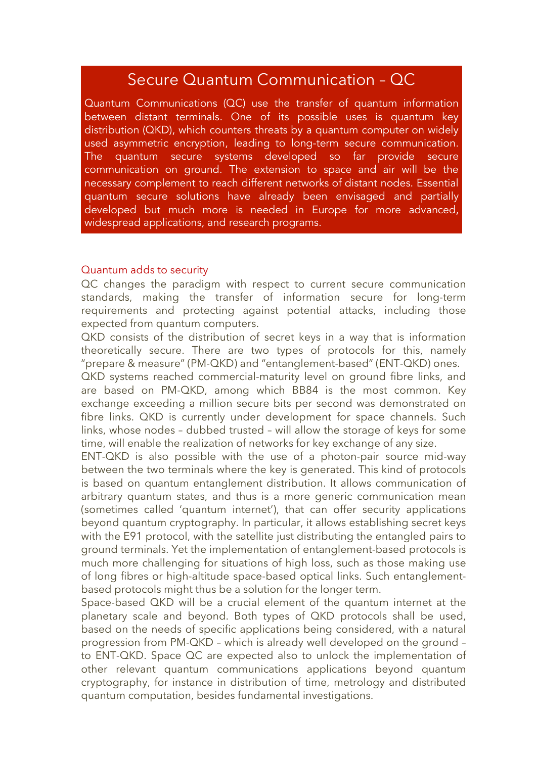## Secure Quantum Communication – QC

Quantum Communications (QC) use the transfer of quantum information between distant terminals. One of its possible uses is quantum key distribution (QKD), which counters threats by a quantum computer on widely used asymmetric encryption, leading to long-term secure communication. The quantum secure systems developed so far provide secure communication on ground. The extension to space and air will be the necessary complement to reach different networks of distant nodes. Essential quantum secure solutions have already been envisaged and partially developed but much more is needed in Europe for more advanced, widespread applications, and research programs.

### Quantum adds to security

QC changes the paradigm with respect to current secure communication standards, making the transfer of information secure for long-term requirements and protecting against potential attacks, including those expected from quantum computers.

QKD consists of the distribution of secret keys in a way that is information theoretically secure. There are two types of protocols for this, namely "prepare & measure" (PM-QKD) and "entanglement-based" (ENT-QKD) ones.

QKD systems reached commercial-maturity level on ground fibre links, and are based on PM-QKD, among which BB84 is the most common. Key exchange exceeding a million secure bits per second was demonstrated on fibre links. QKD is currently under development for space channels. Such links, whose nodes – dubbed trusted – will allow the storage of keys for some time, will enable the realization of networks for key exchange of any size.

ENT-QKD is also possible with the use of a photon-pair source mid-way between the two terminals where the key is generated. This kind of protocols is based on quantum entanglement distribution. It allows communication of arbitrary quantum states, and thus is a more generic communication mean (sometimes called 'quantum internet'), that can offer security applications beyond quantum cryptography. In particular, it allows establishing secret keys with the E91 protocol, with the satellite just distributing the entangled pairs to ground terminals. Yet the implementation of entanglement-based protocols is much more challenging for situations of high loss, such as those making use of long fibres or high-altitude space-based optical links. Such entanglement-based protocols might thus be a solution for the longer term.

Space-based QKD will be a crucial element of the quantum internet at the planetary scale and beyond. Both types of QKD protocols shall be used, based on the needs of specific applications being considered, with a natural progression from PM-QKD – which is already well developed on the ground – to ENT-QKD. Space QC are expected also to unlock the implementation of other relevant quantum communications applications beyond quantum cryptography, for instance in distribution of time, metrology and distributed quantum computation, besides fundamental investigations.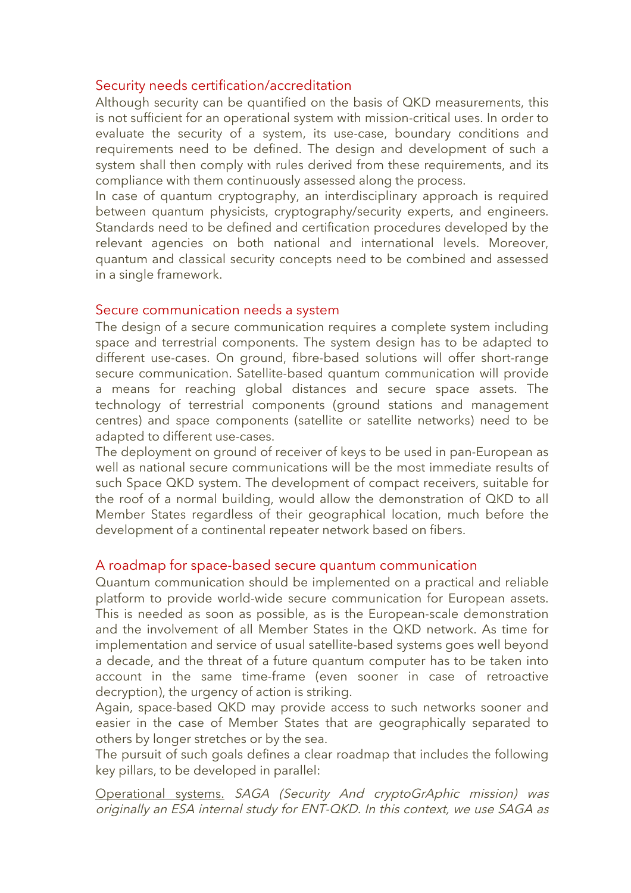## Security needs certification/accreditation

Although security can be quantified on the basis of QKD measurements, this is not sufficient for an operational system with mission-critical uses. In order to evaluate the security of a system, its use-case, boundary conditions and requirements need to be defined. The design and development of such a system shall then comply with rules derived from these requirements, and its compliance with them continuously assessed along the process.

In case of quantum cryptography, an interdisciplinary approach is required between quantum physicists, cryptography/security experts, and engineers. Standards need to be defined and certification procedures developed by the relevant agencies on both national and international levels. Moreover, quantum and classical security concepts need to be combined and assessed in a single framework.

## Secure communication needs a system

The design of a secure communication requires a complete system including space and terrestrial components. The system design has to be adapted to different use-cases. On ground, fibre-based solutions will offer short-range secure communication. Satellite-based quantum communication will provide a means for reaching global distances and secure space assets. The technology of terrestrial components (ground stations and management centres) and space components (satellite or satellite networks) need to be adapted to different use-cases.

The deployment on ground of receiver of keys to be used in pan-European as well as national secure communications will be the most immediate results of such Space QKD system. The development of compact receivers, suitable for the roof of a normal building, would allow the demonstration of QKD to all Member States regardless of their geographical location, much before the development of a continental repeater network based on fibers.

## A roadmap for space-based secure quantum communication

Quantum communication should be implemented on a practical and reliable platform to provide world-wide secure communication for European assets. This is needed as soon as possible, as is the European-scale demonstration and the involvement of all Member States in the QKD network. As time for implementation and service of usual satellite-based systems goes well beyond a decade, and the threat of a future quantum computer has to be taken into account in the same time-frame (even sooner in case of retroactive decryption), the urgency of action is striking.

Again, space-based QKD may provide access to such networks sooner and easier in the case of Member States that are geographically separated to others by longer stretches or by the sea.

The pursuit of such goals defines a clear roadmap that includes the following key pillars, to be developed in parallel:

<u>Operational systems.</u> *SAGA (Security And cryptoGrAphic mission) was originally an ESA internal study for ENT-QKD. In this context, we use SAGA as*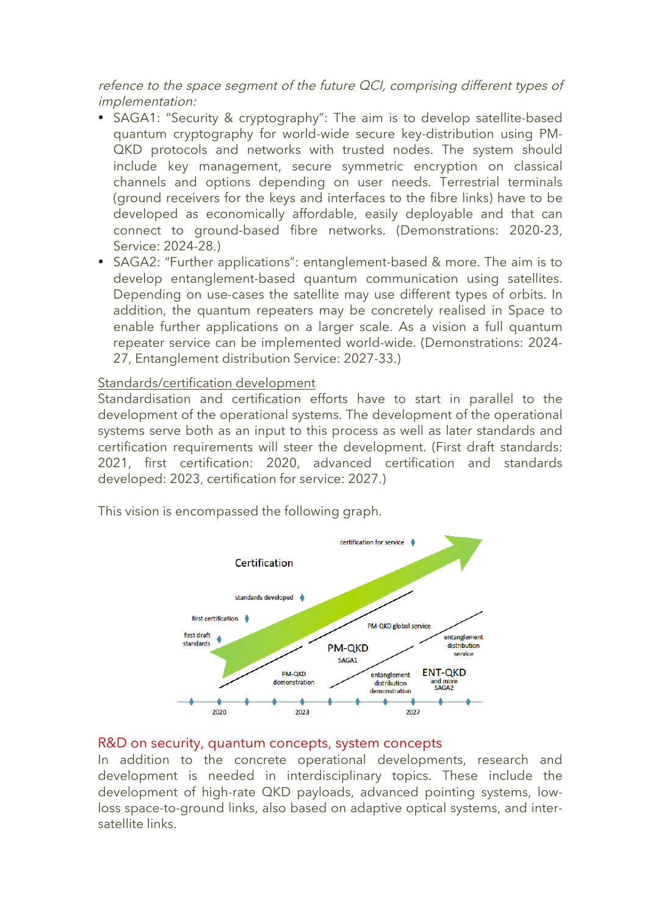*refence to the space segment of the future QCI, comprising different types of implementation:*

- SAGA1: "Security & cryptography": The aim is to develop satellite-based quantum cryptography for world-wide secure key-distribution using PM-QKD protocols and networks with trusted nodes. The system should include key management, secure symmetric encryption on classical channels and options depending on user needs. Terrestrial terminals (ground receivers for the keys and interfaces to the fibre links) have to be developed as economically affordable, easily deployable and that can connect to ground-based fibre networks. (Demonstrations: 2020-23, Service: 2024-28.)
- SAGA2: "Further applications": entanglement-based & more. The aim is to develop entanglement-based quantum communication using satellites. Depending on use-cases the satellite may use different types of orbits. In addition, the quantum repeaters may be concretely realised in Space to enable further applications on a larger scale. As a vision a full quantum repeater service can be implemented world-wide. (Demonstrations: 2024-27, Entanglement distribution Service: 2027-33.)

<u>Standards/certification development</u>

Standardisation and certification efforts have to start in parallel to the development of the operational systems. The development of the operational systems serve both as an input to this process as well as later standards and certification requirements will steer the development. (First draft standards: 2021, first certification: 2020, advanced certification and standards developed: 2023, certification for service: 2027.)

This vision is encompassed the following graph.

## R&D on security, quantum concepts, system concepts

In addition to the concrete operational developments, research and development is needed in interdisciplinary topics. These include the development of high-rate QKD payloads, advanced pointing systems, low-loss space-to-ground links, also based on adaptive optical systems, and inter-satellite links.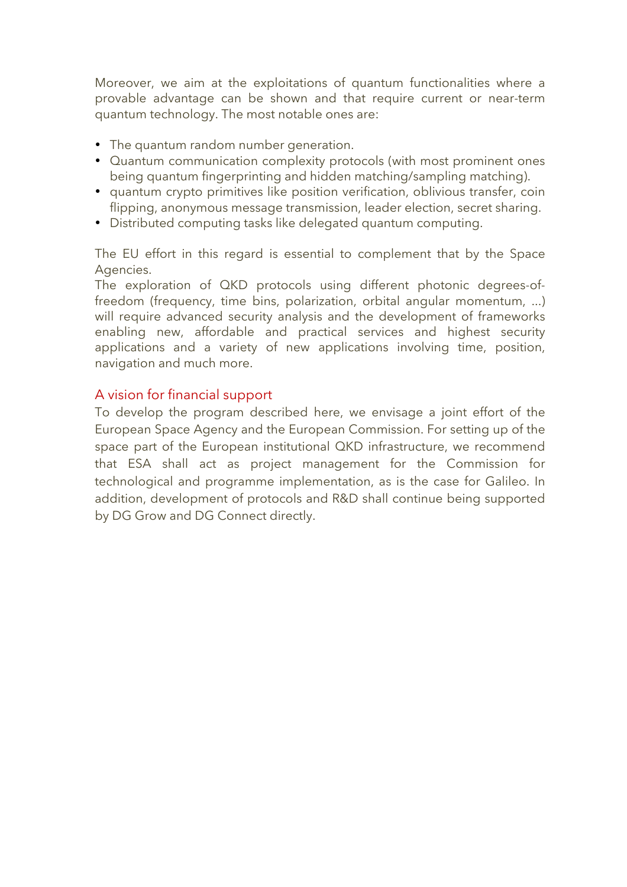Moreover, we aim at the exploitations of quantum functionalities where a provable advantage can be shown and that require current or near-term quantum technology. The most notable ones are:

- The quantum random number generation.
- Quantum communication complexity protocols (with most prominent ones being quantum fingerprinting and hidden matching/sampling matching).
- quantum crypto primitives like position verification, oblivious transfer, coin flipping, anonymous message transmission, leader election, secret sharing.
- Distributed computing tasks like delegated quantum computing.

The EU effort in this regard is essential to complement that by the Space Agencies.
The exploration of QKD protocols using different photonic degrees-of-freedom (frequency, time bins, polarization, orbital angular momentum, ...) will require advanced security analysis and the development of frameworks enabling new, affordable and practical services and highest security applications and a variety of new applications involving time, position, navigation and much more.

## A vision for financial support

To develop the program described here, we envisage a joint effort of the European Space Agency and the European Commission. For setting up of the space part of the European institutional QKD infrastructure, we recommend that ESA shall act as project management for the Commission for technological and programme implementation, as is the case for Galileo. In addition, development of protocols and R&D shall continue being supported by DG Grow and DG Connect directly.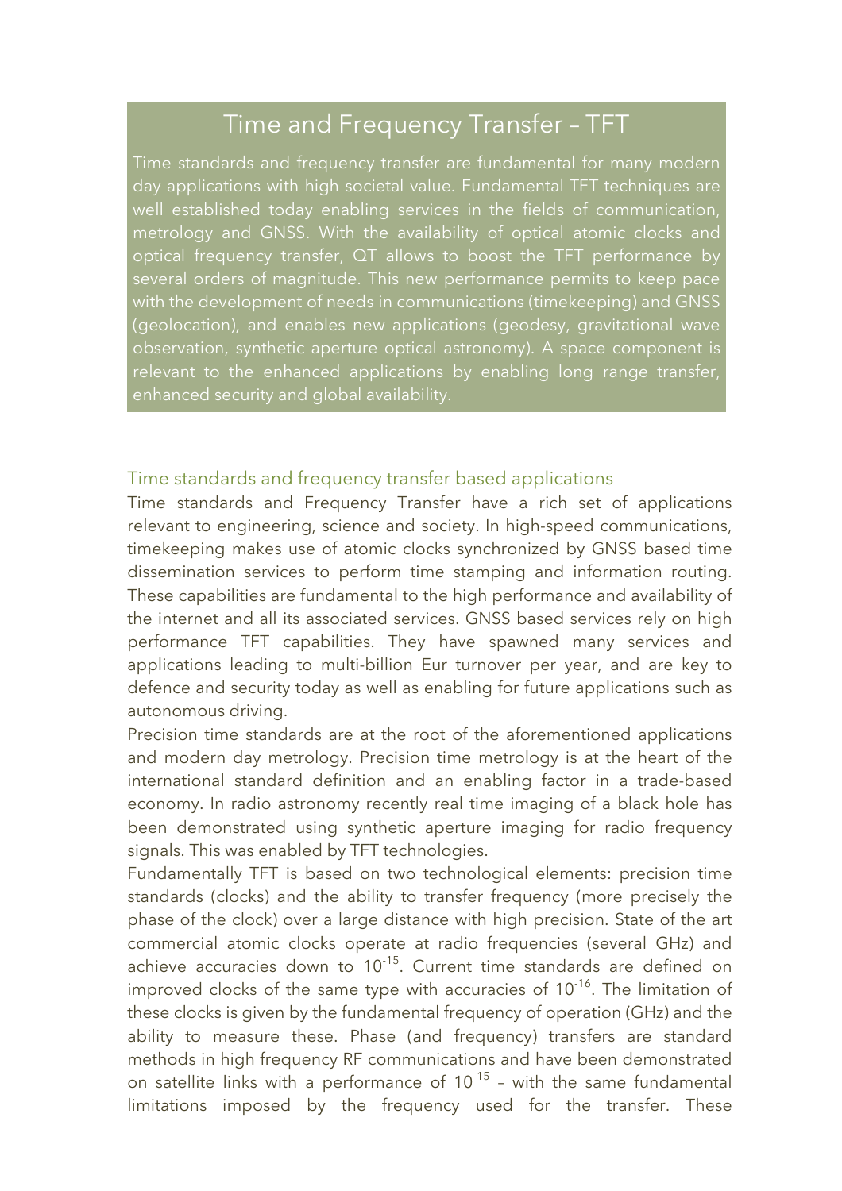# Time and Frequency Transfer – TFT

Time standards and frequency transfer are fundamental for many modern day applications with high societal value. Fundamental TFT techniques are well established today enabling services in the fields of communication, metrology and GNSS. With the availability of optical atomic clocks and optical frequency transfer, QT allows to boost the TFT performance by several orders of magnitude. This new performance permits to keep pace with the development of needs in communications (timekeeping) and GNSS (geolocation), and enables new applications (geodesy, gravitational wave observation, synthetic aperture optical astronomy). A space component is relevant to the enhanced applications by enabling long range transfer, enhanced security and global availability.

## Time standards and frequency transfer based applications

Time standards and Frequency Transfer have a rich set of applications relevant to engineering, science and society. In high-speed communications, timekeeping makes use of atomic clocks synchronized by GNSS based time dissemination services to perform time stamping and information routing. These capabilities are fundamental to the high performance and availability of the internet and all its associated services. GNSS based services rely on high performance TFT capabilities. They have spawned many services and applications leading to multi-billion Eur turnover per year, and are key to defence and security today as well as enabling for future applications such as autonomous driving.

Precision time standards are at the root of the aforementioned applications and modern day metrology. Precision time metrology is at the heart of the international standard definition and an enabling factor in a trade-based economy. In radio astronomy recently real time imaging of a black hole has been demonstrated using synthetic aperture imaging for radio frequency signals. This was enabled by TFT technologies.

Fundamentally TFT is based on two technological elements: precision time standards (clocks) and the ability to transfer frequency (more precisely the phase of the clock) over a large distance with high precision. State of the art commercial atomic clocks operate at radio frequencies (several GHz) and achieve accuracies down to $10^{-15}$. Current time standards are defined on improved clocks of the same type with accuracies of $10^{-16}$. The limitation of these clocks is given by the fundamental frequency of operation (GHz) and the ability to measure these. Phase (and frequency) transfers are standard methods in high frequency RF communications and have been demonstrated on satellite links with a performance of $10^{-15}$ – with the same fundamental limitations imposed by the frequency used for the transfer. These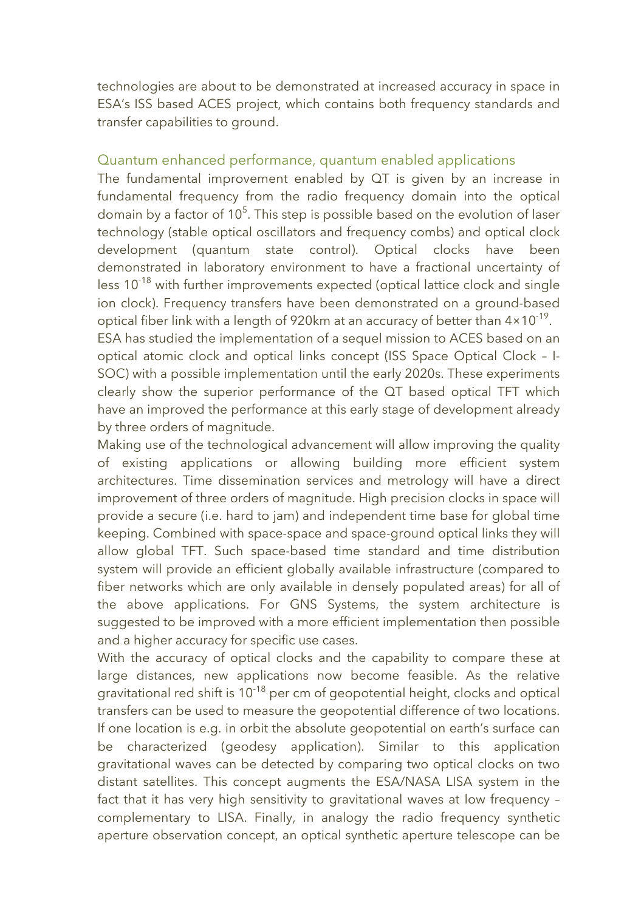technologies are about to be demonstrated at increased accuracy in space in ESA's ISS based ACES project, which contains both frequency standards and transfer capabilities to ground.

## Quantum enhanced performance, quantum enabled applications

The fundamental improvement enabled by QT is given by an increase in fundamental frequency from the radio frequency domain into the optical domain by a factor of $10^5$. This step is possible based on the evolution of laser technology (stable optical oscillators and frequency combs) and optical clock development (quantum state control). Optical clocks have been demonstrated in laboratory environment to have a fractional uncertainty of less $10^{-18}$ with further improvements expected (optical lattice clock and single ion clock). Frequency transfers have been demonstrated on a ground-based optical fiber link with a length of 920km at an accuracy of better than $4\times10^{-19}$. ESA has studied the implementation of a sequel mission to ACES based on an optical atomic clock and optical links concept (ISS Space Optical Clock – I-SOC) with a possible implementation until the early 2020s. These experiments clearly show the superior performance of the QT based optical TFT which have an improved the performance at this early stage of development already by three orders of magnitude.

Making use of the technological advancement will allow improving the quality of existing applications or allowing building more efficient system architectures. Time dissemination services and metrology will have a direct improvement of three orders of magnitude. High precision clocks in space will provide a secure (i.e. hard to jam) and independent time base for global time keeping. Combined with space-space and space-ground optical links they will allow global TFT. Such space-based time standard and time distribution system will provide an efficient globally available infrastructure (compared to fiber networks which are only available in densely populated areas) for all of the above applications. For GNS Systems, the system architecture is suggested to be improved with a more efficient implementation then possible and a higher accuracy for specific use cases.

With the accuracy of optical clocks and the capability to compare these at large distances, new applications now become feasible. As the relative gravitational red shift is $10^{-18}$ per cm of geopotential height, clocks and optical transfers can be used to measure the geopotential difference of two locations. If one location is e.g. in orbit the absolute geopotential on earth's surface can be characterized (geodesy application). Similar to this application gravitational waves can be detected by comparing two optical clocks on two distant satellites. This concept augments the ESA/NASA LISA system in the fact that it has very high sensitivity to gravitational waves at low frequency – complementary to LISA. Finally, in analogy the radio frequency synthetic aperture observation concept, an optical synthetic aperture telescope can be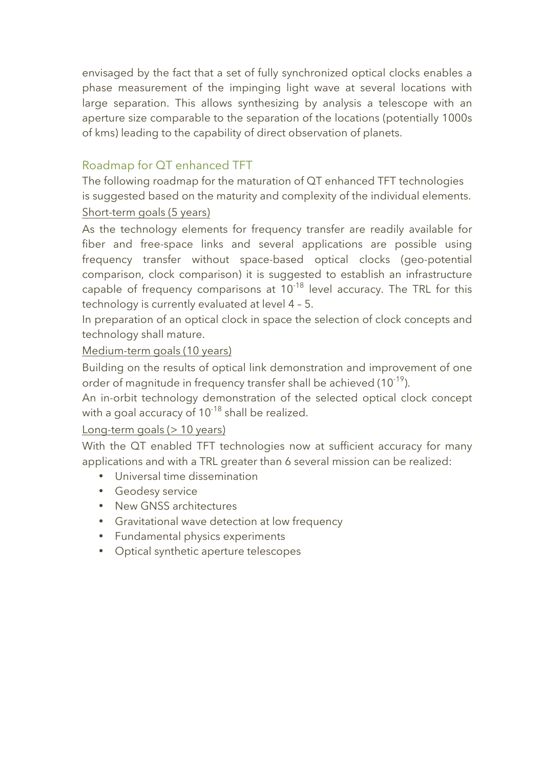envisaged by the fact that a set of fully synchronized optical clocks enables a phase measurement of the impinging light wave at several locations with large separation. This allows synthesizing by analysis a telescope with an aperture size comparable to the separation of the locations (potentially 1000s of kms) leading to the capability of direct observation of planets.

## Roadmap for QT enhanced TFT

The following roadmap for the maturation of QT enhanced TFT technologies is suggested based on the maturity and complexity of the individual elements.

### Short-term goals (5 years)

As the technology elements for frequency transfer are readily available for fiber and free-space links and several applications are possible using frequency transfer without space-based optical clocks (geo-potential comparison, clock comparison) it is suggested to establish an infrastructure capable of frequency comparisons at $10^{-18}$ level accuracy. The TRL for this technology is currently evaluated at level 4 – 5.

In preparation of an optical clock in space the selection of clock concepts and technology shall mature.

### Medium-term goals (10 years)

Building on the results of optical link demonstration and improvement of one order of magnitude in frequency transfer shall be achieved ($10^{-19}$).

An in-orbit technology demonstration of the selected optical clock concept with a goal accuracy of $10^{-18}$ shall be realized.

### Long-term goals (> 10 years)

With the QT enabled TFT technologies now at sufficient accuracy for many applications and with a TRL greater than 6 several mission can be realized:

- Universal time dissemination
- Geodesy service
- New GNSS architectures
- Gravitational wave detection at low frequency
- Fundamental physics experiments
- Optical synthetic aperture telescopes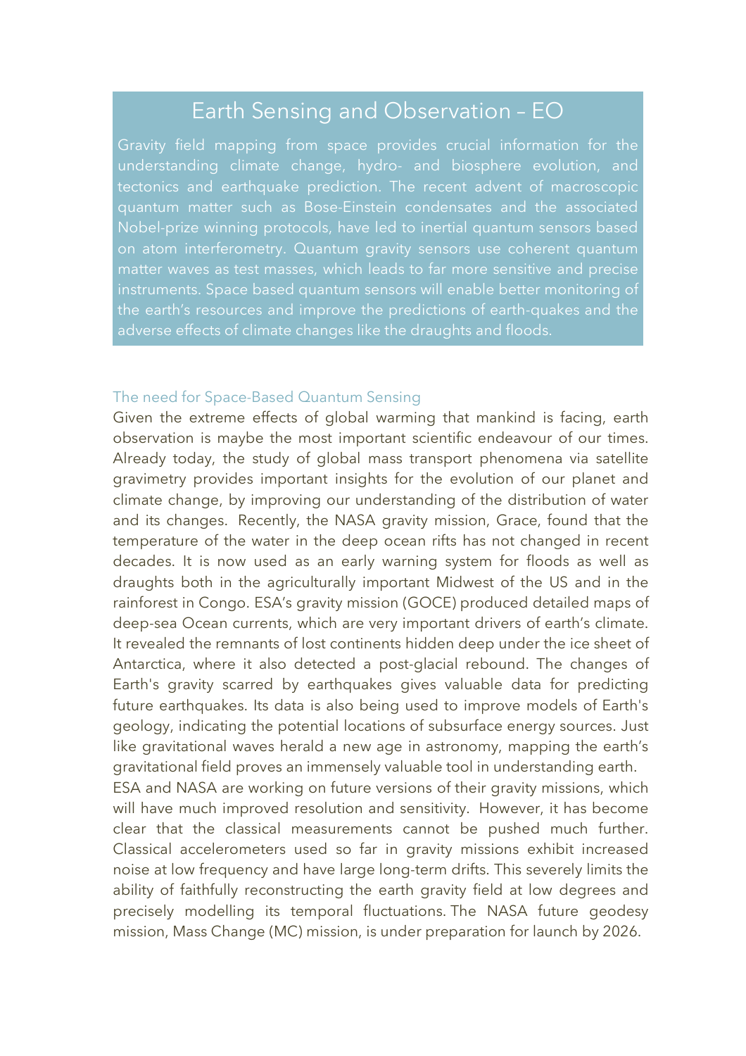# Earth Sensing and Observation – EO

Gravity field mapping from space provides crucial information for the understanding climate change, hydro- and biosphere evolution, and tectonics and earthquake prediction. The recent advent of macroscopic quantum matter such as Bose-Einstein condensates and the associated Nobel-prize winning protocols, have led to inertial quantum sensors based on atom interferometry. Quantum gravity sensors use coherent quantum matter waves as test masses, which leads to far more sensitive and precise instruments. Space based quantum sensors will enable better monitoring of the earth's resources and improve the predictions of earth-quakes and the adverse effects of climate changes like the draughts and floods.

## The need for Space-Based Quantum Sensing

Given the extreme effects of global warming that mankind is facing, earth observation is maybe the most important scientific endeavour of our times. Already today, the study of global mass transport phenomena via satellite gravimetry provides important insights for the evolution of our planet and climate change, by improving our understanding of the distribution of water and its changes. Recently, the NASA gravity mission, Grace, found that the temperature of the water in the deep ocean rifts has not changed in recent decades. It is now used as an early warning system for floods as well as draughts both in the agriculturally important Midwest of the US and in the rainforest in Congo. ESA's gravity mission (GOCE) produced detailed maps of deep-sea Ocean currents, which are very important drivers of earth's climate. It revealed the remnants of lost continents hidden deep under the ice sheet of Antarctica, where it also detected a post-glacial rebound. The changes of Earth's gravity scarred by earthquakes gives valuable data for predicting future earthquakes. Its data is also being used to improve models of Earth's geology, indicating the potential locations of subsurface energy sources. Just like gravitational waves herald a new age in astronomy, mapping the earth's gravitational field proves an immensely valuable tool in understanding earth.

ESA and NASA are working on future versions of their gravity missions, which will have much improved resolution and sensitivity. However, it has become clear that the classical measurements cannot be pushed much further. Classical accelerometers used so far in gravity missions exhibit increased noise at low frequency and have large long-term drifts. This severely limits the ability of faithfully reconstructing the earth gravity field at low degrees and precisely modelling its temporal fluctuations. The NASA future geodesy mission, Mass Change (MC) mission, is under preparation for launch by 2026.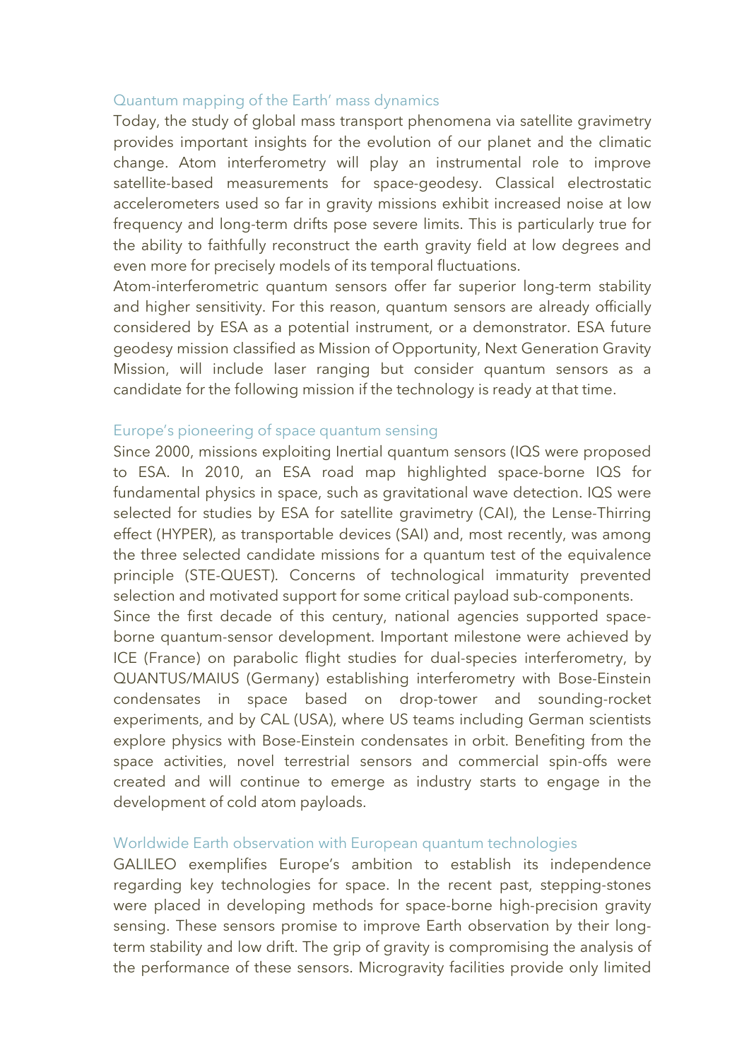### Quantum mapping of the Earth' mass dynamics

Today, the study of global mass transport phenomena via satellite gravimetry provides important insights for the evolution of our planet and the climatic change. Atom interferometry will play an instrumental role to improve satellite-based measurements for space-geodesy. Classical electrostatic accelerometers used so far in gravity missions exhibit increased noise at low frequency and long-term drifts pose severe limits. This is particularly true for the ability to faithfully reconstruct the earth gravity field at low degrees and even more for precisely models of its temporal fluctuations.

Atom-interferometric quantum sensors offer far superior long-term stability and higher sensitivity. For this reason, quantum sensors are already officially considered by ESA as a potential instrument, or a demonstrator. ESA future geodesy mission classified as Mission of Opportunity, Next Generation Gravity Mission, will include laser ranging but consider quantum sensors as a candidate for the following mission if the technology is ready at that time.

### Europe's pioneering of space quantum sensing

Since 2000, missions exploiting Inertial quantum sensors (IQS were proposed to ESA. In 2010, an ESA road map highlighted space-borne IQS for fundamental physics in space, such as gravitational wave detection. IQS were selected for studies by ESA for satellite gravimetry (CAI), the Lense-Thirring effect (HYPER), as transportable devices (SAI) and, most recently, was among the three selected candidate missions for a quantum test of the equivalence principle (STE-QUEST). Concerns of technological immaturity prevented selection and motivated support for some critical payload sub-components.

Since the first decade of this century, national agencies supported space-borne quantum-sensor development. Important milestone were achieved by ICE (France) on parabolic flight studies for dual-species interferometry, by QUANTUS/MAIUS (Germany) establishing interferometry with Bose-Einstein condensates in space based on drop-tower and sounding-rocket experiments, and by CAL (USA), where US teams including German scientists explore physics with Bose-Einstein condensates in orbit. Benefiting from the space activities, novel terrestrial sensors and commercial spin-offs were created and will continue to emerge as industry starts to engage in the development of cold atom payloads.

### Worldwide Earth observation with European quantum technologies

GALILEO exemplifies Europe's ambition to establish its independence regarding key technologies for space. In the recent past, stepping-stones were placed in developing methods for space-borne high-precision gravity sensing. These sensors promise to improve Earth observation by their long-term stability and low drift. The grip of gravity is compromising the analysis of the performance of these sensors. Microgravity facilities provide only limited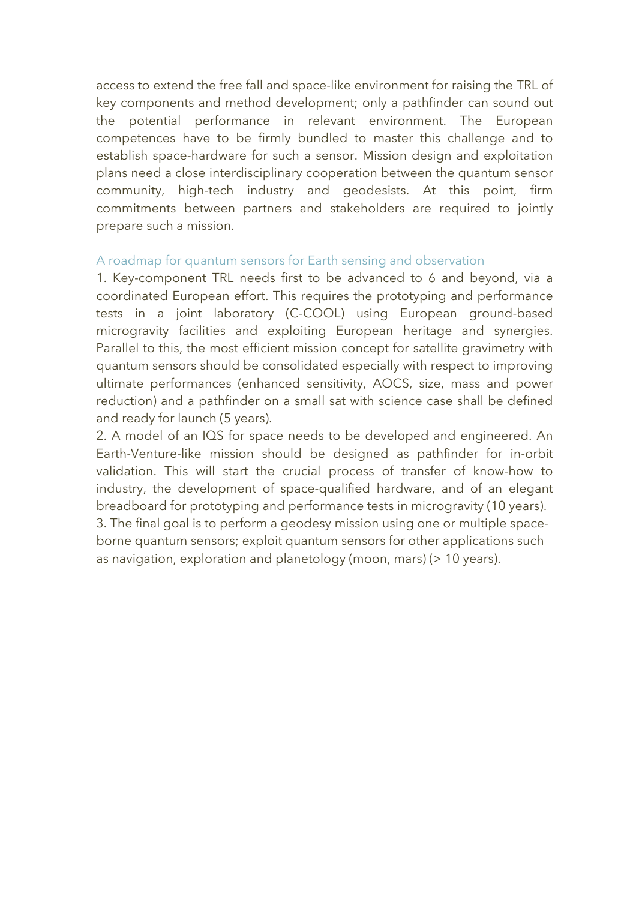access to extend the free fall and space-like environment for raising the TRL of key components and method development; only a pathfinder can sound out the potential performance in relevant environment. The European competences have to be firmly bundled to master this challenge and to establish space-hardware for such a sensor. Mission design and exploitation plans need a close interdisciplinary cooperation between the quantum sensor community, high-tech industry and geodesists. At this point, firm commitments between partners and stakeholders are required to jointly prepare such a mission.

## A roadmap for quantum sensors for Earth sensing and observation

1. Key-component TRL needs first to be advanced to 6 and beyond, via a coordinated European effort. This requires the prototyping and performance tests in a joint laboratory (C-COOL) using European ground-based microgravity facilities and exploiting European heritage and synergies. Parallel to this, the most efficient mission concept for satellite gravimetry with quantum sensors should be consolidated especially with respect to improving ultimate performances (enhanced sensitivity, AOCS, size, mass and power reduction) and a pathfinder on a small sat with science case shall be defined and ready for launch (5 years).
2. A model of an IQS for space needs to be developed and engineered. An Earth-Venture-like mission should be designed as pathfinder for in-orbit validation. This will start the crucial process of transfer of know-how to industry, the development of space-qualified hardware, and of an elegant breadboard for prototyping and performance tests in microgravity (10 years).
3. The final goal is to perform a geodesy mission using one or multiple space-borne quantum sensors; exploit quantum sensors for other applications such as navigation, exploration and planetology (moon, mars) (> 10 years).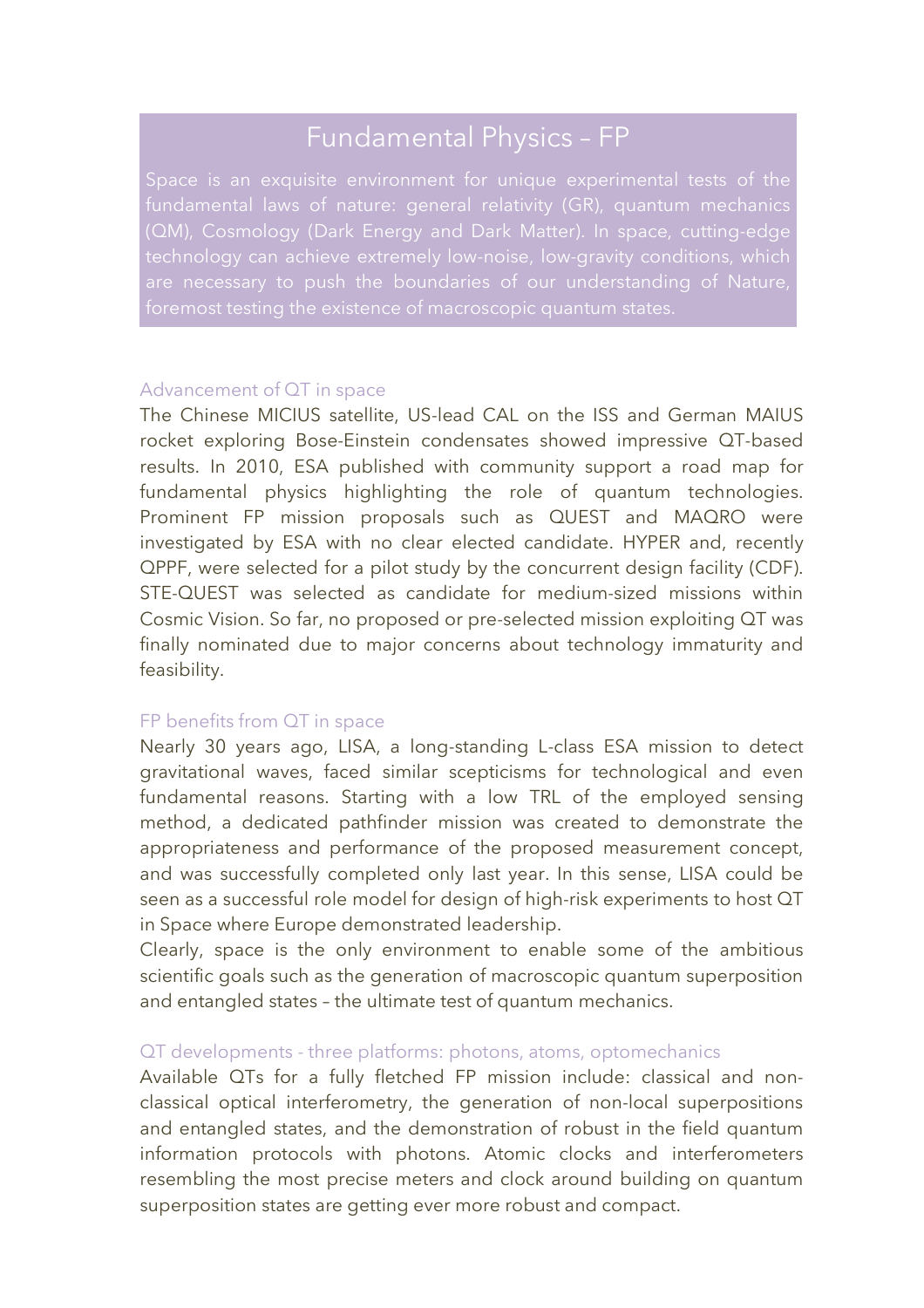# Fundamental Physics – FP

Space is an exquisite environment for unique experimental tests of the fundamental laws of nature: general relativity (GR), quantum mechanics (QM), Cosmology (Dark Energy and Dark Matter). In space, cutting-edge technology can achieve extremely low-noise, low-gravity conditions, which are necessary to push the boundaries of our understanding of Nature, foremost testing the existence of macroscopic quantum states.

### Advancement of QT in space

The Chinese MICIUS satellite, US-lead CAL on the ISS and German MAIUS rocket exploring Bose-Einstein condensates showed impressive QT-based results. In 2010, ESA published with community support a road map for fundamental physics highlighting the role of quantum technologies. Prominent FP mission proposals such as QUEST and MAQRO were investigated by ESA with no clear elected candidate. HYPER and, recently QPPF, were selected for a pilot study by the concurrent design facility (CDF). STE-QUEST was selected as candidate for medium-sized missions within Cosmic Vision. So far, no proposed or pre-selected mission exploiting QT was finally nominated due to major concerns about technology immaturity and feasibility.

### FP benefits from QT in space

Nearly 30 years ago, LISA, a long-standing L-class ESA mission to detect gravitational waves, faced similar scepticisms for technological and even fundamental reasons. Starting with a low TRL of the employed sensing method, a dedicated pathfinder mission was created to demonstrate the appropriateness and performance of the proposed measurement concept, and was successfully completed only last year. In this sense, LISA could be seen as a successful role model for design of high-risk experiments to host QT in Space where Europe demonstrated leadership.

Clearly, space is the only environment to enable some of the ambitious scientific goals such as the generation of macroscopic quantum superposition and entangled states – the ultimate test of quantum mechanics.

### QT developments - three platforms: photons, atoms, optomechanics

Available QTs for a fully fletched FP mission include: classical and non-classical optical interferometry, the generation of non-local superpositions and entangled states, and the demonstration of robust in the field quantum information protocols with photons. Atomic clocks and interferometers resembling the most precise meters and clock around building on quantum superposition states are getting ever more robust and compact.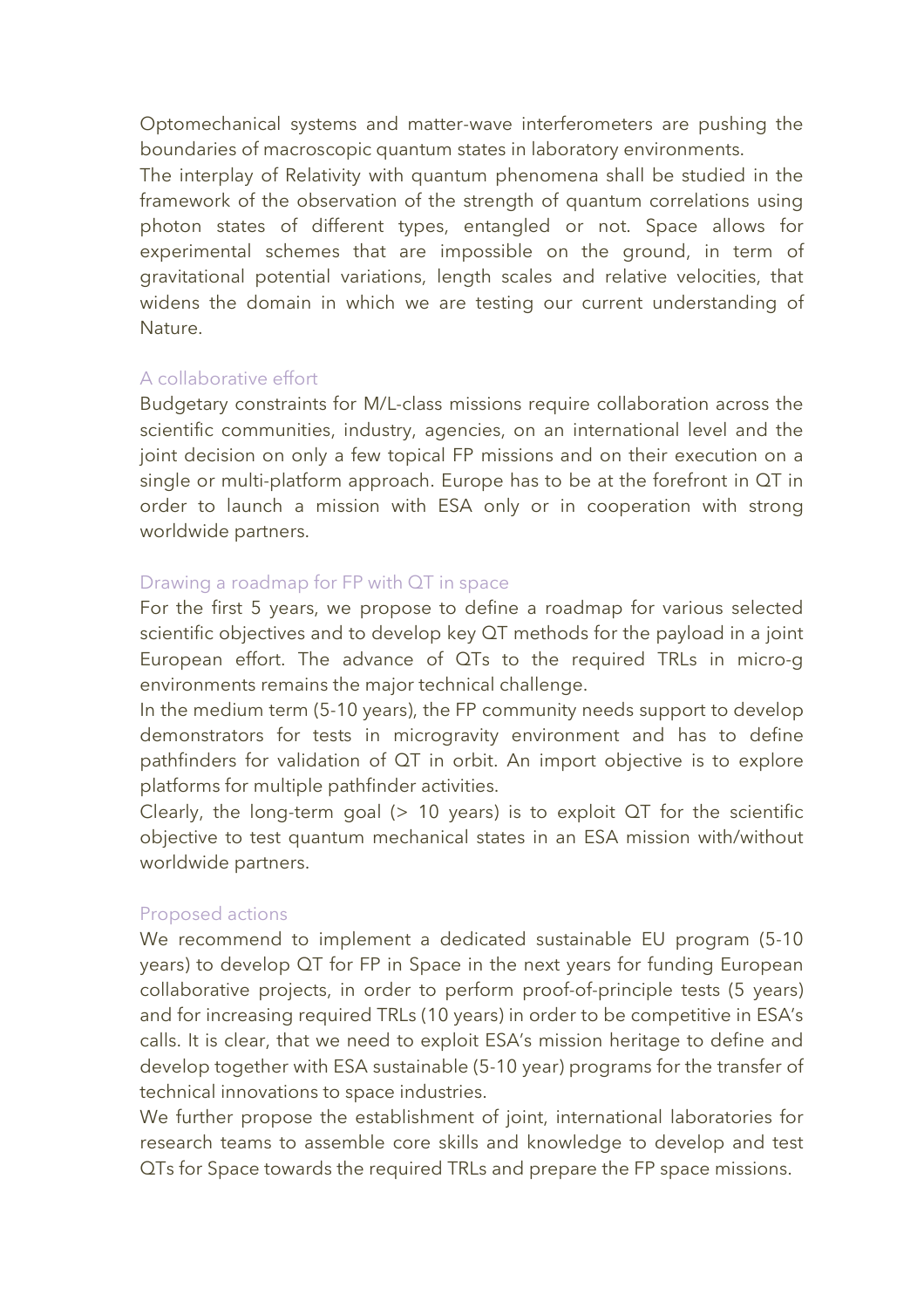Optomechanical systems and matter-wave interferometers are pushing the boundaries of macroscopic quantum states in laboratory environments.
The interplay of Relativity with quantum phenomena shall be studied in the framework of the observation of the strength of quantum correlations using photon states of different types, entangled or not. Space allows for experimental schemes that are impossible on the ground, in term of gravitational potential variations, length scales and relative velocities, that widens the domain in which we are testing our current understanding of Nature.

### A collaborative effort

Budgetary constraints for M/L-class missions require collaboration across the scientific communities, industry, agencies, on an international level and the joint decision on only a few topical FP missions and on their execution on a single or multi-platform approach. Europe has to be at the forefront in QT in order to launch a mission with ESA only or in cooperation with strong worldwide partners.

### Drawing a roadmap for FP with QT in space

For the first 5 years, we propose to define a roadmap for various selected scientific objectives and to develop key QT methods for the payload in a joint European effort. The advance of QTs to the required TRLs in micro-g environments remains the major technical challenge.
In the medium term (5-10 years), the FP community needs support to develop demonstrators for tests in microgravity environment and has to define pathfinders for validation of QT in orbit. An import objective is to explore platforms for multiple pathfinder activities.
Clearly, the long-term goal (> 10 years) is to exploit QT for the scientific objective to test quantum mechanical states in an ESA mission with/without worldwide partners.

### Proposed actions

We recommend to implement a dedicated sustainable EU program (5-10 years) to develop QT for FP in Space in the next years for funding European collaborative projects, in order to perform proof-of-principle tests (5 years) and for increasing required TRLs (10 years) in order to be competitive in ESA's calls. It is clear, that we need to exploit ESA's mission heritage to define and develop together with ESA sustainable (5-10 year) programs for the transfer of technical innovations to space industries.
We further propose the establishment of joint, international laboratories for research teams to assemble core skills and knowledge to develop and test QTs for Space towards the required TRLs and prepare the FP space missions.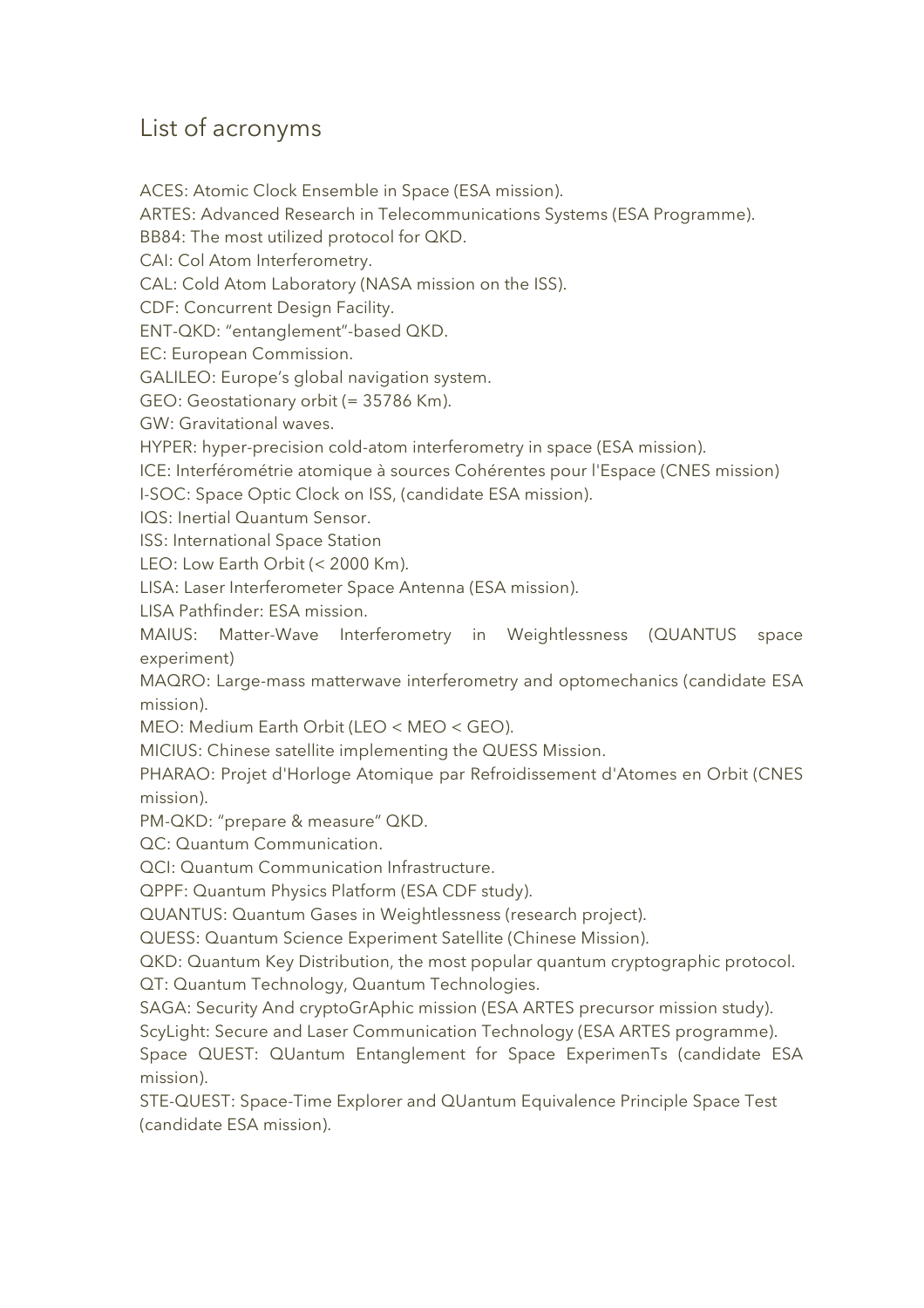## List of acronyms

ACES: Atomic Clock Ensemble in Space (ESA mission).
ARTES: Advanced Research in Telecommunications Systems (ESA Programme).
BB84: The most utilized protocol for QKD.
CAI: Col Atom Interferometry.
CAL: Cold Atom Laboratory (NASA mission on the ISS).
CDF: Concurrent Design Facility.
ENT-QKD: "entanglement"-based QKD.
EC: European Commission.
GALILEO: Europe's global navigation system.
GEO: Geostationary orbit (= 35786 Km).
GW: Gravitational waves.
HYPER: hyper-precision cold-atom interferometry in space (ESA mission).
ICE: Interférométrie atomique à sources Cohérentes pour l'Espace (CNES mission)
I-SOC: Space Optic Clock on ISS, (candidate ESA mission).
IQS: Inertial Quantum Sensor.
ISS: International Space Station
LEO: Low Earth Orbit (< 2000 Km).
LISA: Laser Interferometer Space Antenna (ESA mission).
LISA Pathfinder: ESA mission.
MAIUS: Matter-Wave Interferometry in Weightlessness (QUANTUS space experiment)
MAQRO: Large-mass matterwave interferometry and optomechanics (candidate ESA mission).
MEO: Medium Earth Orbit (LEO < MEO < GEO).
MICIUS: Chinese satellite implementing the QUESS Mission.
PHARAO: Projet d'Horloge Atomique par Refroidissement d'Atomes en Orbit (CNES mission).
PM-QKD: "prepare & measure" QKD.
QC: Quantum Communication.
QCI: Quantum Communication Infrastructure.
QPPF: Quantum Physics Platform (ESA CDF study).
QUANTUS: Quantum Gases in Weightlessness (research project).
QUESS: Quantum Science Experiment Satellite (Chinese Mission).
QKD: Quantum Key Distribution, the most popular quantum cryptographic protocol.
QT: Quantum Technology, Quantum Technologies.
SAGA: Security And cryptoGrAphic mission (ESA ARTES precursor mission study).
ScyLight: Secure and Laser Communication Technology (ESA ARTES programme).
Space QUEST: QUantum Entanglement for Space ExperimenTs (candidate ESA mission).
STE-QUEST: Space-Time Explorer and QUantum Equivalence Principle Space Test (candidate ESA mission).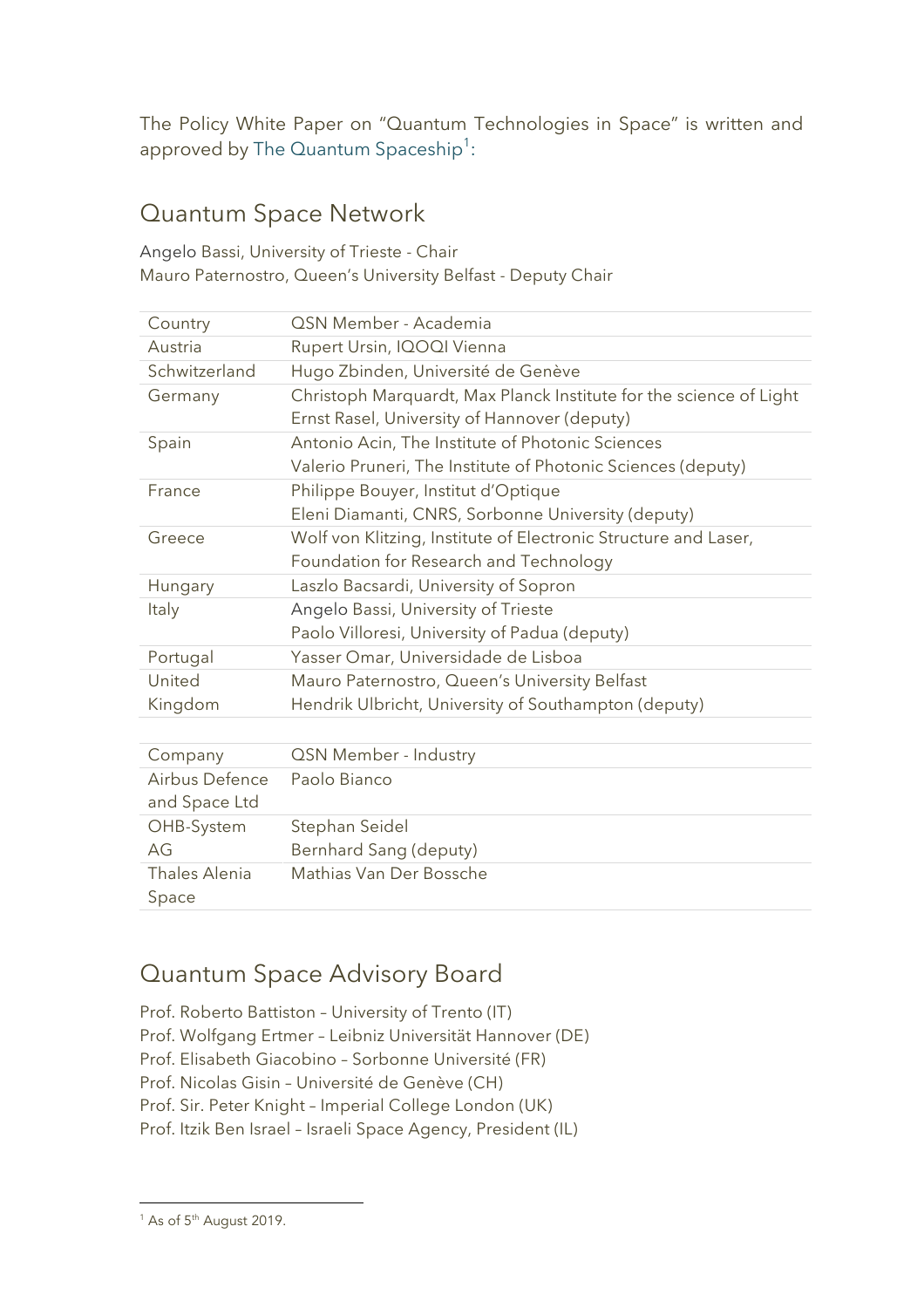The Policy White Paper on "Quantum Technologies in Space" is written and approved by The Quantum Spaceship[1]:

## Quantum Space Network

Angelo Bassi, University of Trieste - Chair
Mauro Paternostro, Queen's University Belfast - Deputy Chair

| Country | QSN Member - Academia |
| --- | --- |
| Austria | Rupert Ursin, IQOQI Vienna |
| Schwitzerland | Hugo Zbinden, Université de Genève |
| Germany | Christoph Marquardt, Max Planck Institute for the science of Light<br>Ernst Rasel, University of Hannover (deputy) |
| Spain | Antonio Acin, The Institute of Photonic Sciences<br>Valerio Pruneri, The Institute of Photonic Sciences (deputy) |
| France | Philippe Bouyer, Institut d'Optique<br>Eleni Diamanti, CNRS, Sorbonne University (deputy) |
| Greece | Wolf von Klitzing, Institute of Electronic Structure and Laser, Foundation for Research and Technology |
| Hungary | Laszlo Bacsardi, University of Sopron |
| Italy | Angelo Bassi, University of Trieste<br>Paolo Villoresi, University of Padua (deputy) |
| Portugal | Yasser Omar, Universidade de Lisboa |
| United Kingdom | Mauro Paternostro, Queen's University Belfast<br>Hendrik Ulbricht, University of Southampton (deputy) |

| Company | QSN Member - Industry |
| --- | --- |
| Airbus Defence and Space Ltd | Paolo Bianco |
| OHB-System AG | Stephan Seidel<br>Bernhard Sang (deputy) |
| Thales Alenia Space | Mathias Van Der Bossche |

## Quantum Space Advisory Board

Prof. Roberto Battiston – University of Trento (IT)
Prof. Wolfgang Ertmer – Leibniz Universität Hannover (DE)
Prof. Elisabeth Giacobino – Sorbonne Université (FR)
Prof. Nicolas Gisin – Université de Genève (CH)
Prof. Sir. Peter Knight – Imperial College London (UK)
Prof. Itzik Ben Israel – Israeli Space Agency, President (IL)

[1] As of 5th August 2019.